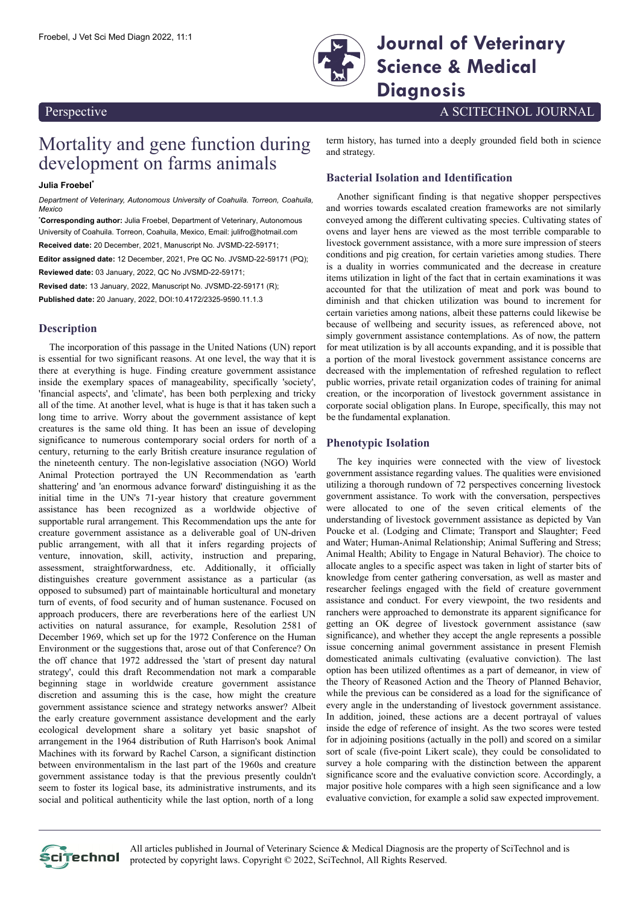Perspective

A SCITECHNOL JOURNAL

# Mortality and gene function during development on farms animals

**Julia Froebel***

*Department of Veterinary, Autonomous University of Coahuila. Torreon, Coahuila, Mexico*

***Corresponding author:** Julia Froebel, Department of Veterinary, Autonomous University of Coahuila. Torreon, Coahuila, Mexico, Email: julifro@hotmail.com

**Received date:** 20 December, 2021, Manuscript No. JVSMD-22-59171;

**Editor assigned date:** 12 December, 2021, Pre QC No. JVSMD-22-59171 (PQ);

**Reviewed date:** 03 January, 2022, QC No JVSMD-22-59171;

**Revised date:** 13 January, 2022, Manuscript No. JVSMD-22-59171 (R);

**Published date:** 20 January, 2022, DOI:10.4172/2325-9590.11.1.3

## Description

The incorporation of this passage in the United Nations (UN) report is essential for two significant reasons. At one level, the way that it is there at everything is huge. Finding creature government assistance inside the exemplary spaces of manageability, specifically 'society', 'financial aspects', and 'climate', has been both perplexing and tricky all of the time. At another level, what is huge is that it has taken such a long time to arrive. Worry about the government assistance of kept creatures is the same old thing. It has been an issue of developing significance to numerous contemporary social orders for north of a century, returning to the early British creature insurance regulation of the nineteenth century. The non-legislative association (NGO) World Animal Protection portrayed the UN Recommendation as 'earth shattering' and 'an enormous advance forward' distinguishing it as the initial time in the UN's 71-year history that creature government assistance has been recognized as a worldwide objective of supportable rural arrangement. This Recommendation ups the ante for creature government assistance as a deliverable goal of UN-driven public arrangement, with all that it infers regarding projects of venture, innovation, skill, activity, instruction and preparing, assessment, straightforwardness, etc. Additionally, it officially distinguishes creature government assistance as a particular (as opposed to subsumed) part of maintainable horticultural and monetary turn of events, of food security and of human sustenance. Focused on approach producers, there are reverberations here of the earliest UN activities on natural assurance, for example, Resolution 2581 of December 1969, which set up for the 1972 Conference on the Human Environment or the suggestions that, arose out of that Conference? On the off chance that 1972 addressed the 'start of present day natural strategy', could this draft Recommendation not mark a comparable beginning stage in worldwide creature government assistance discretion and assuming this is the case, how might the creature government assistance science and strategy networks answer? Albeit the early creature government assistance development and the early ecological development share a solitary yet basic snapshot of arrangement in the 1964 distribution of Ruth Harrison's book Animal Machines with its forward by Rachel Carson, a significant distinction between environmentalism in the last part of the 1960s and creature government assistance today is that the previous presently couldn't seem to foster its logical base, its administrative instruments, and its social and political authenticity while the last option, north of a long term history, has turned into a deeply grounded field both in science and strategy.

## Bacterial Isolation and Identification

Another significant finding is that negative shopper perspectives and worries towards escalated creation frameworks are not similarly conveyed among the different cultivating species. Cultivating states of ovens and layer hens are viewed as the most terrible comparable to livestock government assistance, with a more sure impression of steers conditions and pig creation, for certain varieties among studies. There is a duality in worries communicated and the decrease in creature items utilization in light of the fact that in certain examinations it was accounted for that the utilization of meat and pork was bound to diminish and that chicken utilization was bound to increment for certain varieties among nations, albeit these patterns could likewise be because of wellbeing and security issues, as referenced above, not simply government assistance contemplations. As of now, the pattern for meat utilization is by all accounts expanding, and it is possible that a portion of the moral livestock government assistance concerns are decreased with the implementation of refreshed regulation to reflect public worries, private retail organization codes of training for animal creation, or the incorporation of livestock government assistance in corporate social obligation plans. In Europe, specifically, this may not be the fundamental explanation.

## Phenotypic Isolation

The key inquiries were connected with the view of livestock government assistance regarding values. The qualities were envisioned utilizing a thorough rundown of 72 perspectives concerning livestock government assistance. To work with the conversation, perspectives were allocated to one of the seven critical elements of the understanding of livestock government assistance as depicted by Van Poucke et al. (Lodging and Climate; Transport and Slaughter; Feed and Water; Human-Animal Relationship; Animal Suffering and Stress; Animal Health; Ability to Engage in Natural Behavior). The choice to allocate angles to a specific aspect was taken in light of starter bits of knowledge from center gathering conversation, as well as master and researcher feelings engaged with the field of creature government assistance and conduct. For every viewpoint, the two residents and ranchers were approached to demonstrate its apparent significance for getting an OK degree of livestock government assistance (saw significance), and whether they accept the angle represents a possible issue concerning animal government assistance in present Flemish domesticated animals cultivating (evaluative conviction). The last option has been utilized oftentimes as a part of demeanor, in view of the Theory of Reasoned Action and the Theory of Planned Behavior, while the previous can be considered as a load for the significance of every angle in the understanding of livestock government assistance. In addition, joined, these actions are a decent portrayal of values inside the edge of reference of insight. As the two scores were tested for in adjoining positions (actually in the poll) and scored on a similar sort of scale (five-point Likert scale), they could be consolidated to survey a hole comparing with the distinction between the apparent significance score and the evaluative conviction score. Accordingly, a major positive hole compares with a high seen significance and a low evaluative conviction, for example a solid saw expected improvement.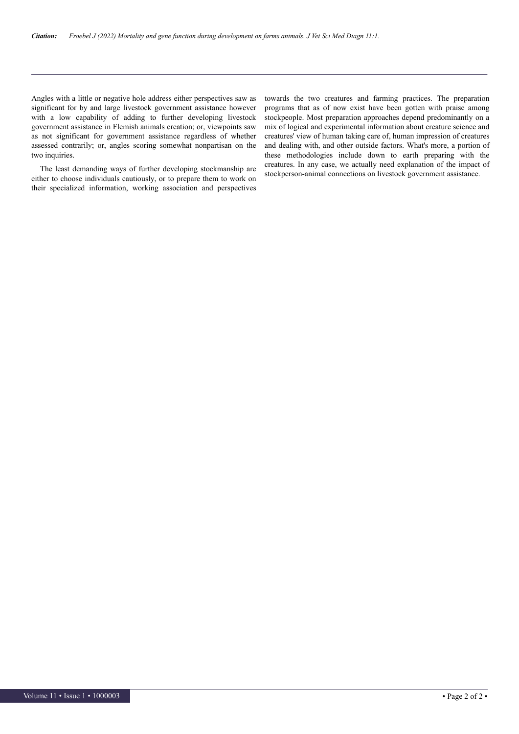Angles with a little or negative hole address either perspectives saw as significant for by and large livestock government assistance however with a low capability of adding to further developing livestock government assistance in Flemish animals creation; or, viewpoints saw as not significant for government assistance regardless of whether assessed contrarily; or, angles scoring somewhat nonpartisan on the two inquiries.

The least demanding ways of further developing stockmanship are either to choose individuals cautiously, or to prepare them to work on their specialized information, working association and perspectives towards the two creatures and farming practices. The preparation programs that as of now exist have been gotten with praise among stockpeople. Most preparation approaches depend predominantly on a mix of logical and experimental information about creature science and creatures' view of human taking care of, human impression of creatures and dealing with, and other outside factors. What's more, a portion of these methodologies include down to earth preparing with the creatures. In any case, we actually need explanation of the impact of stockperson-animal connections on livestock government assistance.